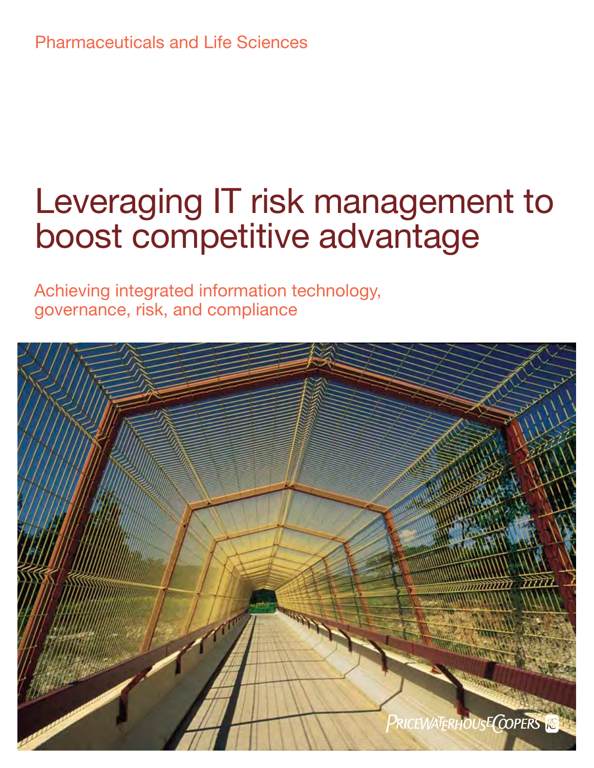Pharmaceuticals and Life Sciences

# Leveraging IT risk management to boost competitive advantage

## Achieving integrated information technology, governance, risk, and compliance

PRICEWATERHOUSECOOPERS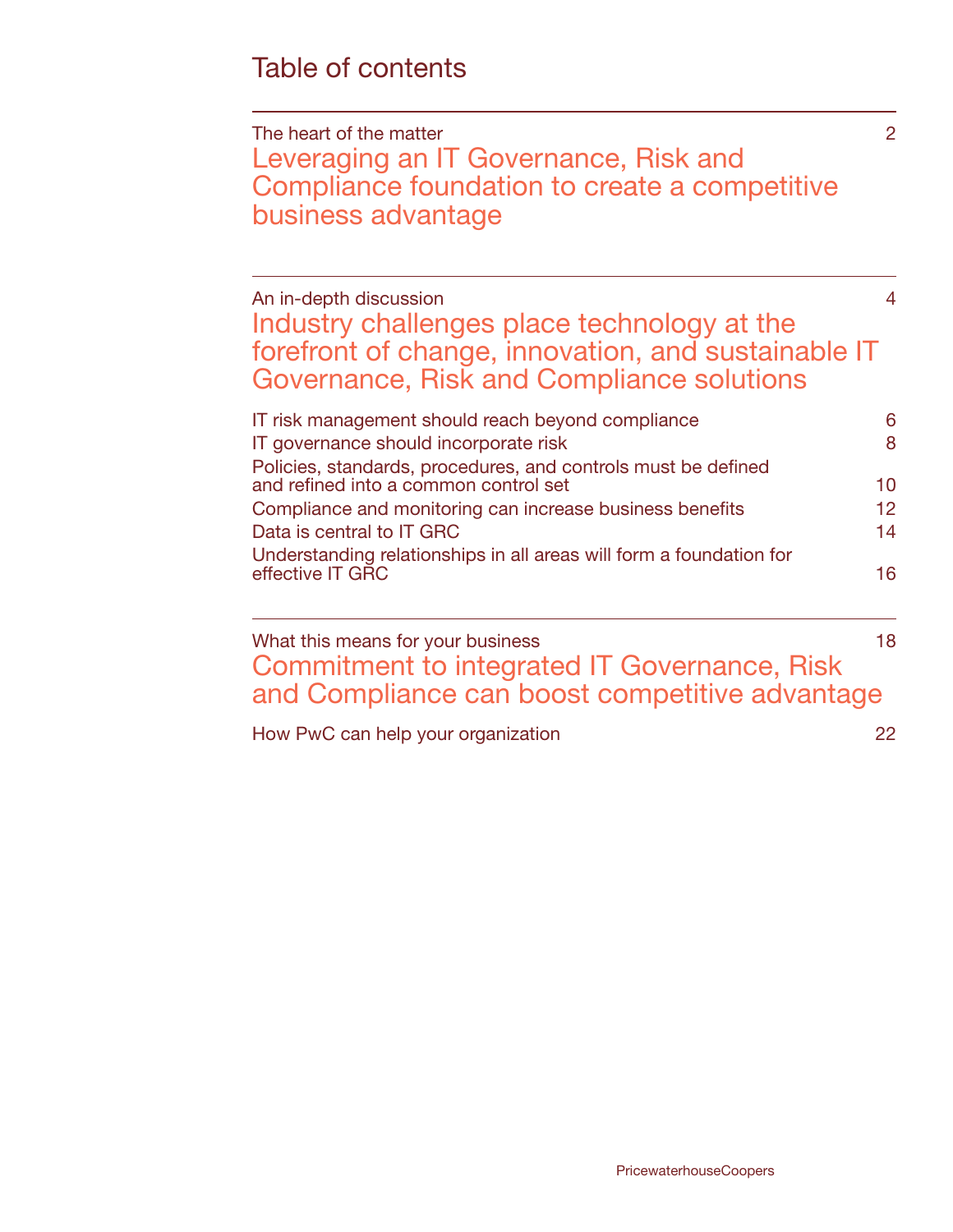# Table of contents

The heart of the matter 2

## Leveraging an IT Governance, Risk and Compliance foundation to create a competitive business advantage

An in-depth discussion 4

## Industry challenges place technology at the forefront of change, innovation, and sustainable IT Governance, Risk and Compliance solutions

IT risk management should reach beyond compliance 6

IT governance should incorporate risk 8

Policies, standards, procedures, and controls must be defined and refined into a common control set 10

Compliance and monitoring can increase business benefits 12

Data is central to IT GRC 14

Understanding relationships in all areas will form a foundation for effective IT GRC 16

What this means for your business 18

## Commitment to integrated IT Governance, Risk and Compliance can boost competitive advantage

How PwC can help your organization 22

PricewaterhouseCoopers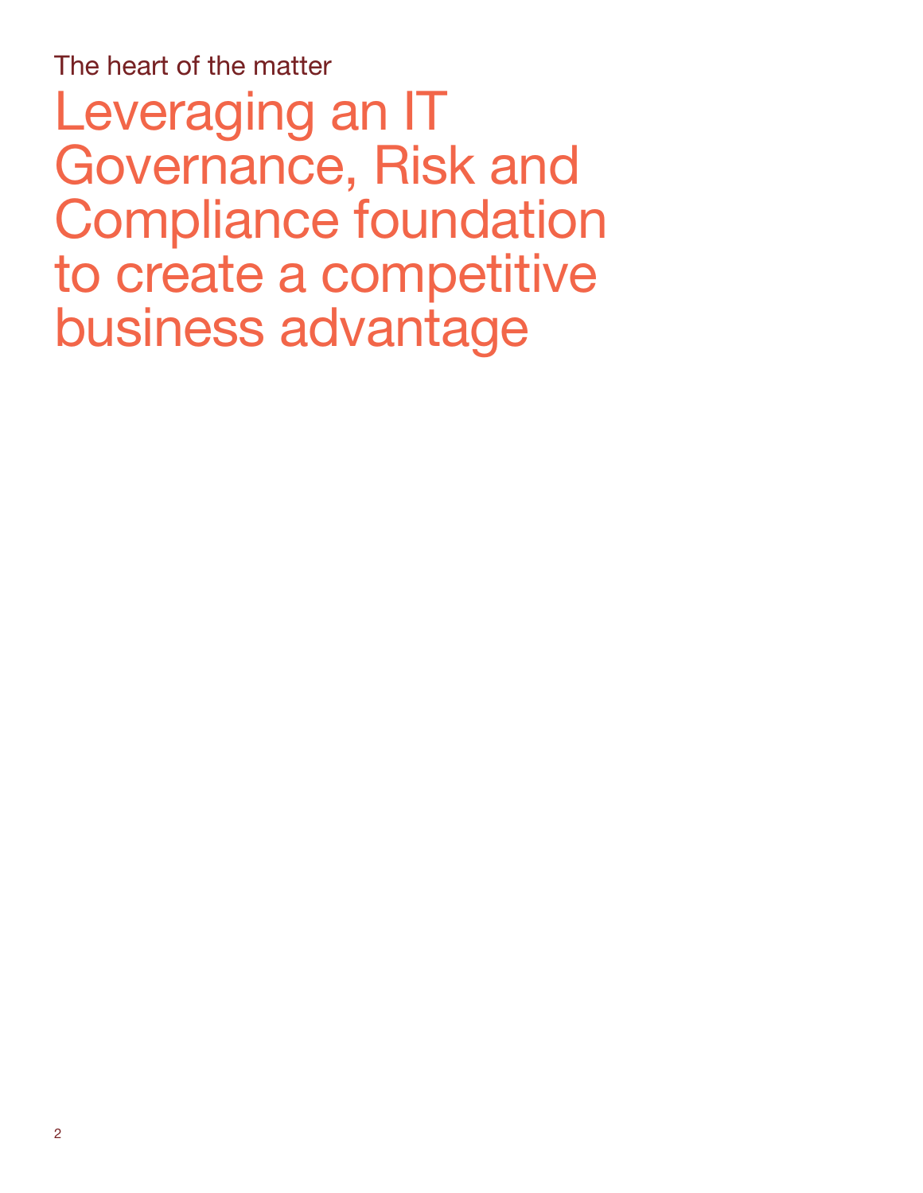## The heart of the matter

# Leveraging an IT Governance, Risk and Compliance foundation to create a competitive business advantage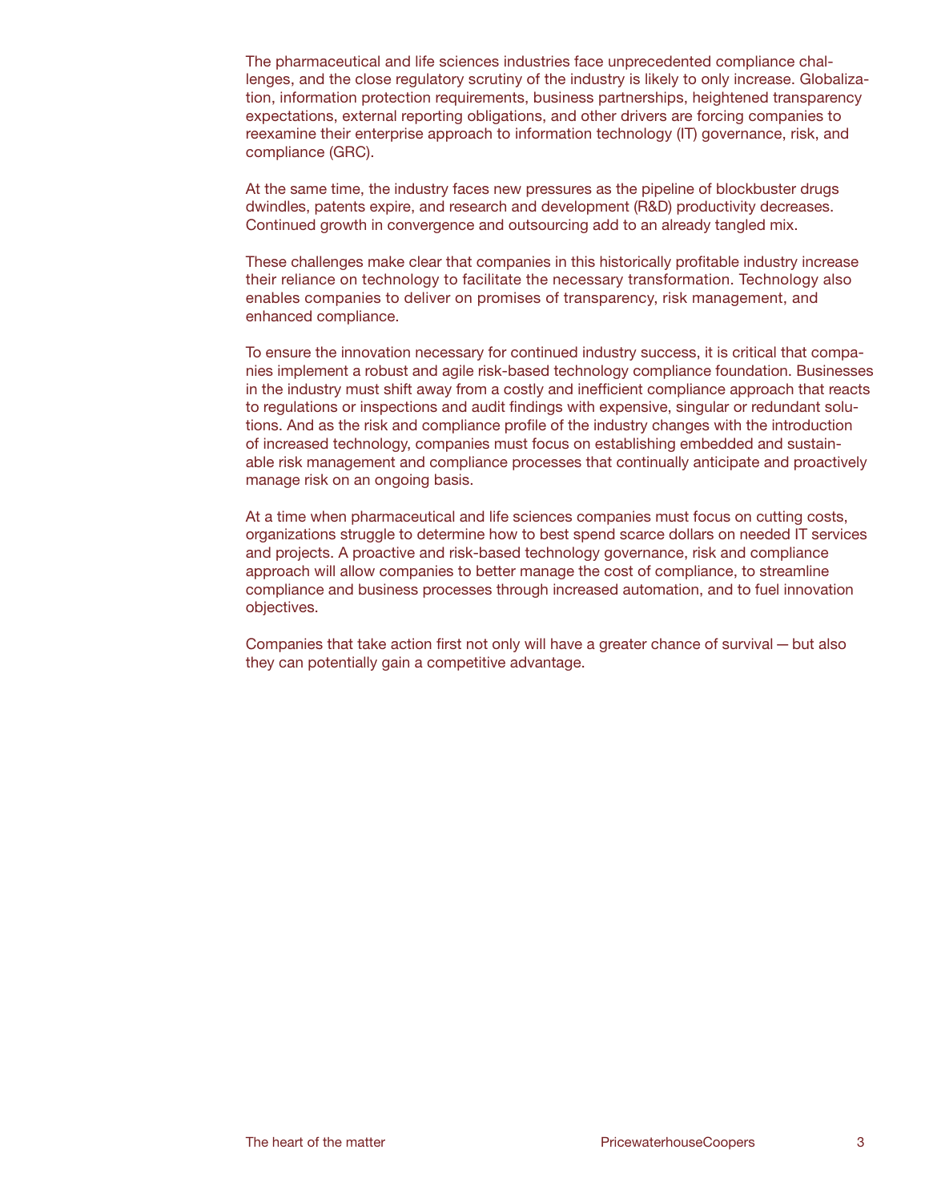The pharmaceutical and life sciences industries face unprecedented compliance challenges, and the close regulatory scrutiny of the industry is likely to only increase. Globalization, information protection requirements, business partnerships, heightened transparency expectations, external reporting obligations, and other drivers are forcing companies to reexamine their enterprise approach to information technology (IT) governance, risk, and compliance (GRC).

At the same time, the industry faces new pressures as the pipeline of blockbuster drugs dwindles, patents expire, and research and development (R&D) productivity decreases. Continued growth in convergence and outsourcing add to an already tangled mix.

These challenges make clear that companies in this historically profitable industry increase their reliance on technology to facilitate the necessary transformation. Technology also enables companies to deliver on promises of transparency, risk management, and enhanced compliance.

To ensure the innovation necessary for continued industry success, it is critical that companies implement a robust and agile risk-based technology compliance foundation. Businesses in the industry must shift away from a costly and inefficient compliance approach that reacts to regulations or inspections and audit findings with expensive, singular or redundant solutions. And as the risk and compliance profile of the industry changes with the introduction of increased technology, companies must focus on establishing embedded and sustainable risk management and compliance processes that continually anticipate and proactively manage risk on an ongoing basis.

At a time when pharmaceutical and life sciences companies must focus on cutting costs, organizations struggle to determine how to best spend scarce dollars on needed IT services and projects. A proactive and risk-based technology governance, risk and compliance approach will allow companies to better manage the cost of compliance, to streamline compliance and business processes through increased automation, and to fuel innovation objectives.

Companies that take action first not only will have a greater chance of survival — but also they can potentially gain a competitive advantage.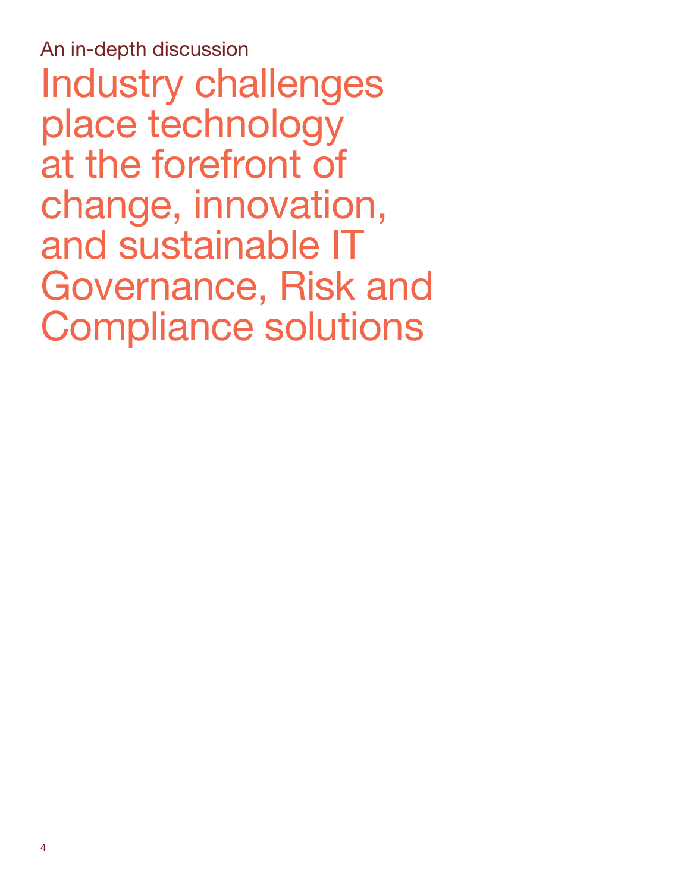An in-depth discussion

# Industry challenges place technology at the forefront of change, innovation, and sustainable IT Governance, Risk and Compliance solutions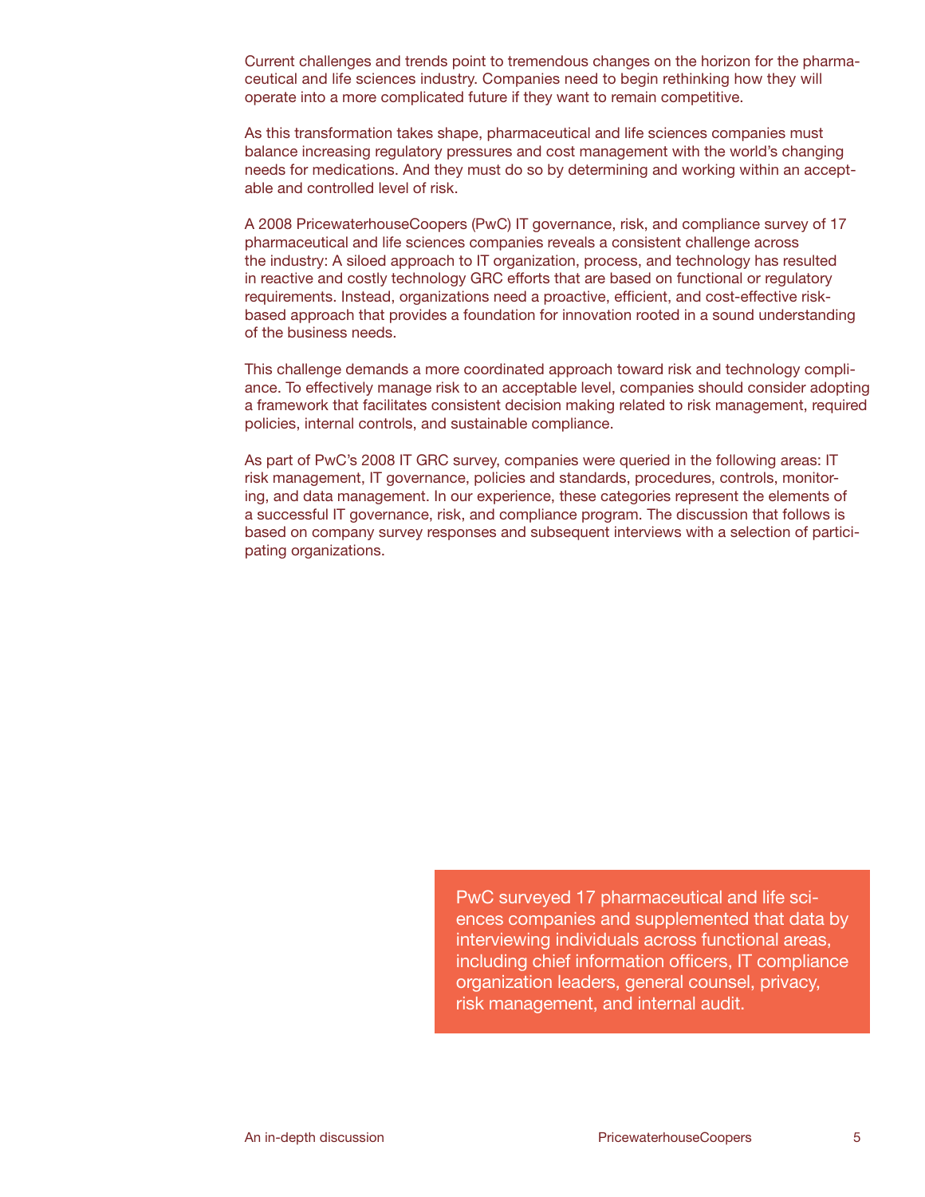Current challenges and trends point to tremendous changes on the horizon for the pharmaceutical and life sciences industry. Companies need to begin rethinking how they will operate into a more complicated future if they want to remain competitive.

As this transformation takes shape, pharmaceutical and life sciences companies must balance increasing regulatory pressures and cost management with the world's changing needs for medications. And they must do so by determining and working within an acceptable and controlled level of risk.

A 2008 PricewaterhouseCoopers (PwC) IT governance, risk, and compliance survey of 17 pharmaceutical and life sciences companies reveals a consistent challenge across the industry: A siloed approach to IT organization, process, and technology has resulted in reactive and costly technology GRC efforts that are based on functional or regulatory requirements. Instead, organizations need a proactive, efficient, and cost-effective risk-based approach that provides a foundation for innovation rooted in a sound understanding of the business needs.

This challenge demands a more coordinated approach toward risk and technology compliance. To effectively manage risk to an acceptable level, companies should consider adopting a framework that facilitates consistent decision making related to risk management, required policies, internal controls, and sustainable compliance.

As part of PwC's 2008 IT GRC survey, companies were queried in the following areas: IT risk management, IT governance, policies and standards, procedures, controls, monitoring, and data management. In our experience, these categories represent the elements of a successful IT governance, risk, and compliance program. The discussion that follows is based on company survey responses and subsequent interviews with a selection of participating organizations.

> PwC surveyed 17 pharmaceutical and life sciences companies and supplemented that data by interviewing individuals across functional areas, including chief information officers, IT compliance organization leaders, general counsel, privacy, risk management, and internal audit.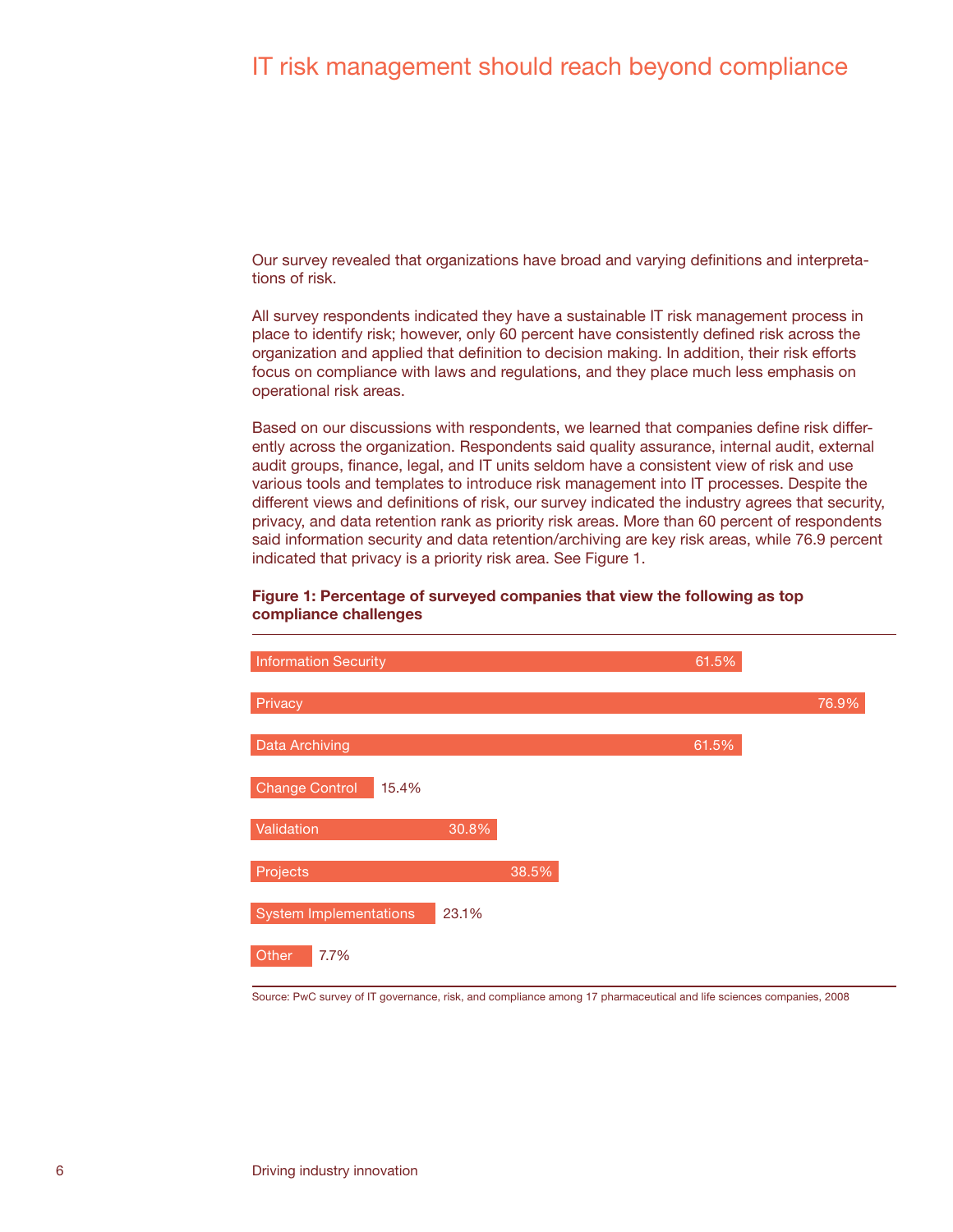# IT risk management should reach beyond compliance

Our survey revealed that organizations have broad and varying definitions and interpretations of risk.

All survey respondents indicated they have a sustainable IT risk management process in place to identify risk; however, only 60 percent have consistently defined risk across the organization and applied that definition to decision making. In addition, their risk efforts focus on compliance with laws and regulations, and they place much less emphasis on operational risk areas.

Based on our discussions with respondents, we learned that companies define risk differently across the organization. Respondents said quality assurance, internal audit, external audit groups, finance, legal, and IT units seldom have a consistent view of risk and use various tools and templates to introduce risk management into IT processes. Despite the different views and definitions of risk, our survey indicated the industry agrees that security, privacy, and data retention rank as priority risk areas. More than 60 percent of respondents said information security and data retention/archiving are key risk areas, while 76.9 percent indicated that privacy is a priority risk area. See Figure 1.

**Figure 1: Percentage of surveyed companies that view the following as top compliance challenges**

| Area | Percentage |
|---|---|
| Information Security | 61.5% |
| Privacy | 76.9% |
| Data Archiving | 61.5% |
| Change Control | 15.4% |
| Validation | 30.8% |
| Projects | 38.5% |
| System Implementations | 23.1% |
| Other | 7.7% |

Source: PwC survey of IT governance, risk, and compliance among 17 pharmaceutical and life sciences companies, 2008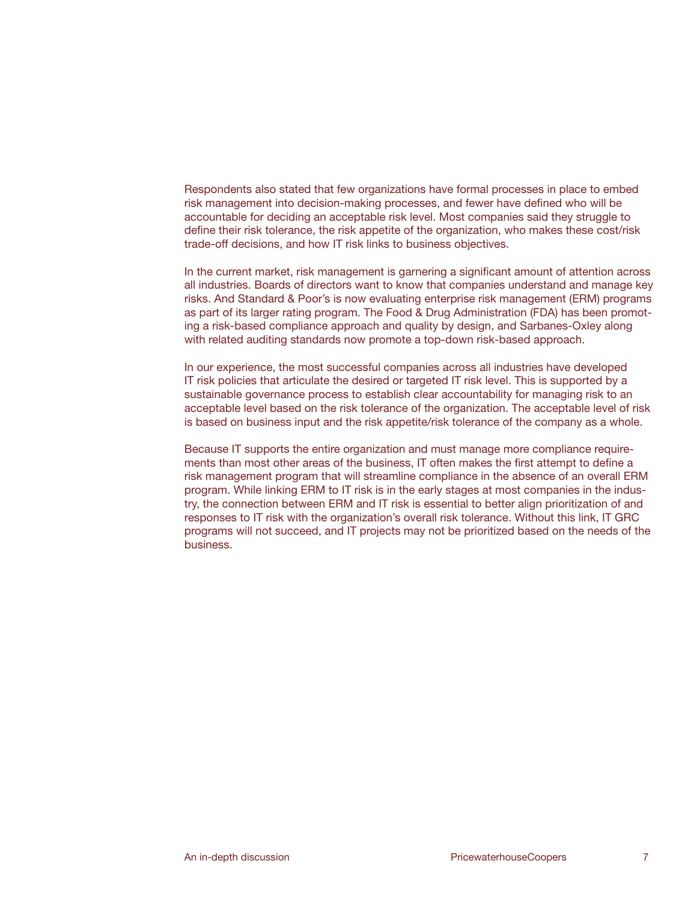Respondents also stated that few organizations have formal processes in place to embed risk management into decision-making processes, and fewer have defined who will be accountable for deciding an acceptable risk level. Most companies said they struggle to define their risk tolerance, the risk appetite of the organization, who makes these cost/risk trade-off decisions, and how IT risk links to business objectives.

In the current market, risk management is garnering a significant amount of attention across all industries. Boards of directors want to know that companies understand and manage key risks. And Standard & Poor's is now evaluating enterprise risk management (ERM) programs as part of its larger rating program. The Food & Drug Administration (FDA) has been promoting a risk-based compliance approach and quality by design, and Sarbanes-Oxley along with related auditing standards now promote a top-down risk-based approach.

In our experience, the most successful companies across all industries have developed IT risk policies that articulate the desired or targeted IT risk level. This is supported by a sustainable governance process to establish clear accountability for managing risk to an acceptable level based on the risk tolerance of the organization. The acceptable level of risk is based on business input and the risk appetite/risk tolerance of the company as a whole.

Because IT supports the entire organization and must manage more compliance requirements than most other areas of the business, IT often makes the first attempt to define a risk management program that will streamline compliance in the absence of an overall ERM program. While linking ERM to IT risk is in the early stages at most companies in the industry, the connection between ERM and IT risk is essential to better align prioritization of and responses to IT risk with the organization's overall risk tolerance. Without this link, IT GRC programs will not succeed, and IT projects may not be prioritized based on the needs of the business.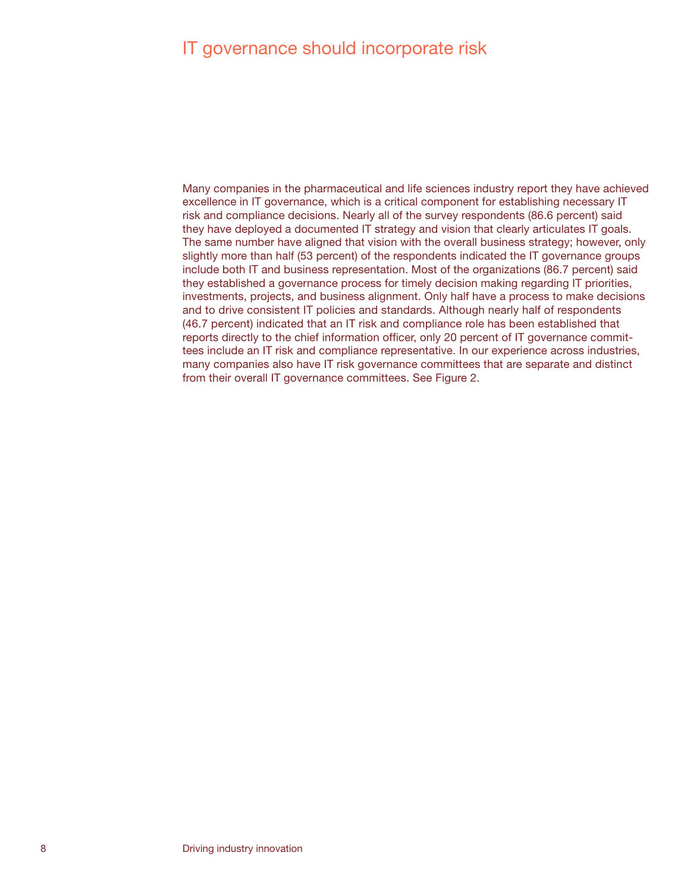# IT governance should incorporate risk

Many companies in the pharmaceutical and life sciences industry report they have achieved excellence in IT governance, which is a critical component for establishing necessary IT risk and compliance decisions. Nearly all of the survey respondents (86.6 percent) said they have deployed a documented IT strategy and vision that clearly articulates IT goals. The same number have aligned that vision with the overall business strategy; however, only slightly more than half (53 percent) of the respondents indicated the IT governance groups include both IT and business representation. Most of the organizations (86.7 percent) said they established a governance process for timely decision making regarding IT priorities, investments, projects, and business alignment. Only half have a process to make decisions and to drive consistent IT policies and standards. Although nearly half of respondents (46.7 percent) indicated that an IT risk and compliance role has been established that reports directly to the chief information officer, only 20 percent of IT governance committees include an IT risk and compliance representative. In our experience across industries, many companies also have IT risk governance committees that are separate and distinct from their overall IT governance committees. See Figure 2.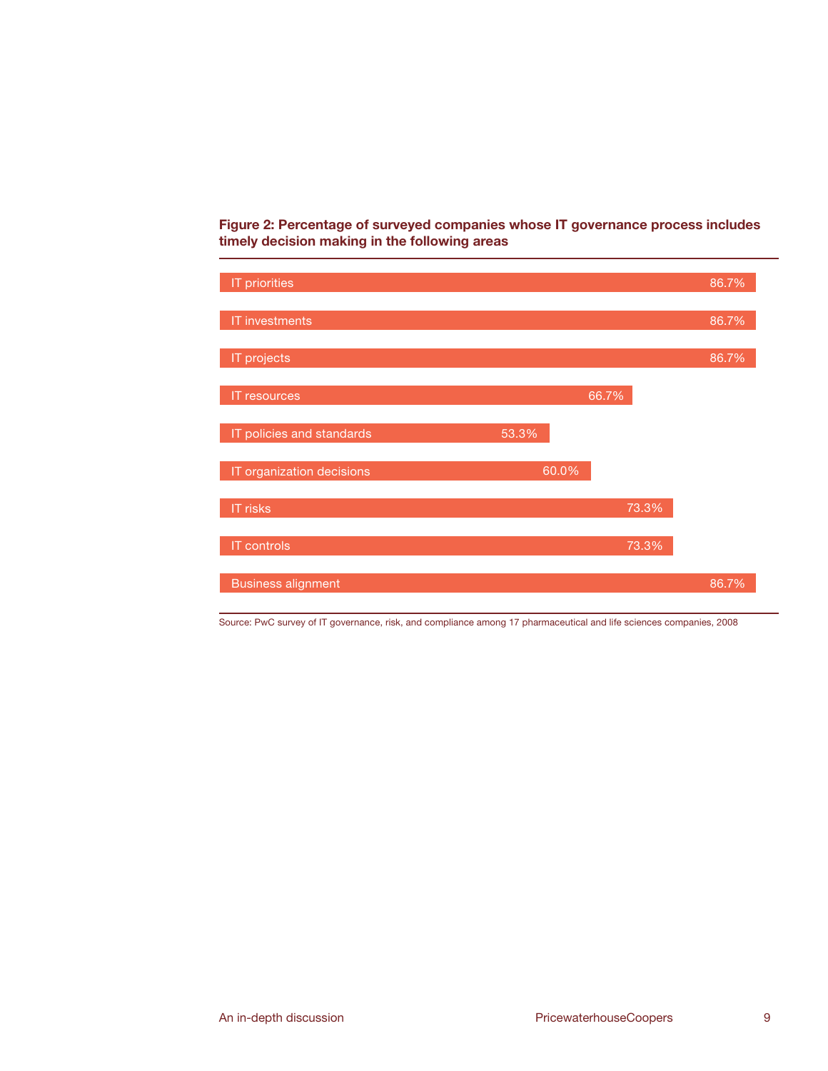**Figure 2: Percentage of surveyed companies whose IT governance process includes timely decision making in the following areas**

| Area | Percentage |
| --- | --- |
| IT priorities | 86.7% |
| IT investments | 86.7% |
| IT projects | 86.7% |
| IT resources | 66.7% |
| IT policies and standards | 53.3% |
| IT organization decisions | 60.0% |
| IT risks | 73.3% |
| IT controls | 73.3% |
| Business alignment | 86.7% |

Source: PwC survey of IT governance, risk, and compliance among 17 pharmaceutical and life sciences companies, 2008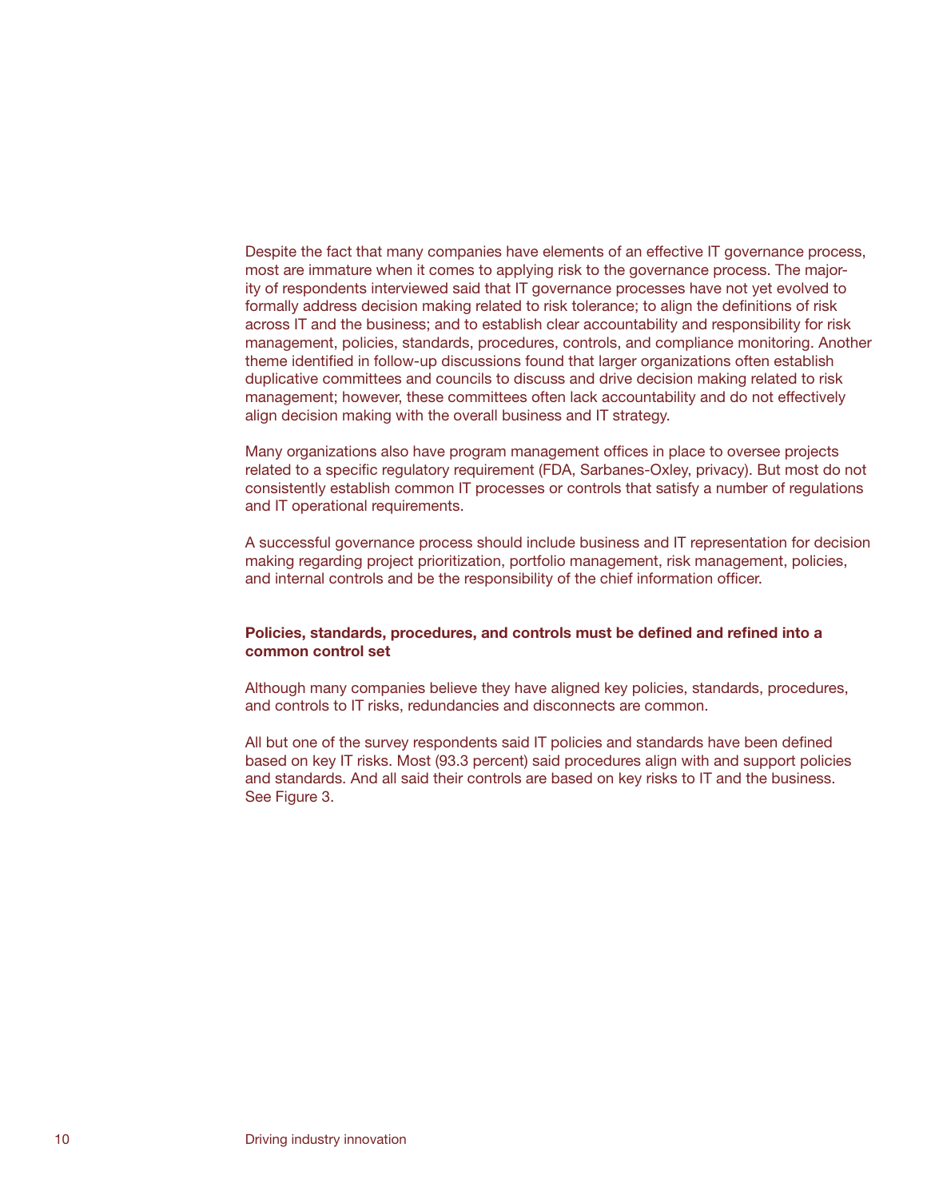Despite the fact that many companies have elements of an effective IT governance process, most are immature when it comes to applying risk to the governance process. The majority of respondents interviewed said that IT governance processes have not yet evolved to formally address decision making related to risk tolerance; to align the definitions of risk across IT and the business; and to establish clear accountability and responsibility for risk management, policies, standards, procedures, controls, and compliance monitoring. Another theme identified in follow-up discussions found that larger organizations often establish duplicative committees and councils to discuss and drive decision making related to risk management; however, these committees often lack accountability and do not effectively align decision making with the overall business and IT strategy.

Many organizations also have program management offices in place to oversee projects related to a specific regulatory requirement (FDA, Sarbanes-Oxley, privacy). But most do not consistently establish common IT processes or controls that satisfy a number of regulations and IT operational requirements.

A successful governance process should include business and IT representation for decision making regarding project prioritization, portfolio management, risk management, policies, and internal controls and be the responsibility of the chief information officer.

**Policies, standards, procedures, and controls must be defined and refined into a common control set**

Although many companies believe they have aligned key policies, standards, procedures, and controls to IT risks, redundancies and disconnects are common.

All but one of the survey respondents said IT policies and standards have been defined based on key IT risks. Most (93.3 percent) said procedures align with and support policies and standards. And all said their controls are based on key risks to IT and the business. See Figure 3.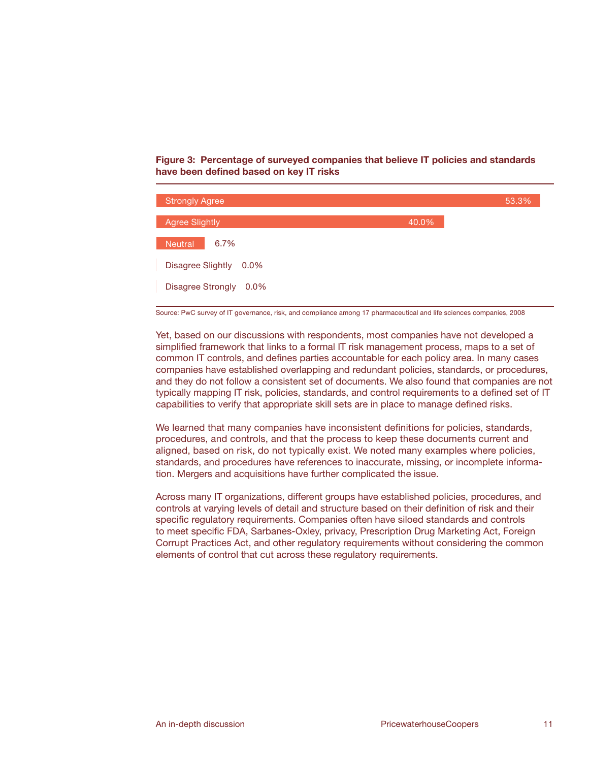**Figure 3: Percentage of surveyed companies that believe IT policies and standards have been defined based on key IT risks**

| Response | Percentage |
|---|---|
| Strongly Agree | 53.3% |
| Agree Slightly | 40.0% |
| Neutral | 6.7% |
| Disagree Slightly | 0.0% |
| Disagree Strongly | 0.0% |

Source: PwC survey of IT governance, risk, and compliance among 17 pharmaceutical and life sciences companies, 2008

Yet, based on our discussions with respondents, most companies have not developed a simplified framework that links to a formal IT risk management process, maps to a set of common IT controls, and defines parties accountable for each policy area. In many cases companies have established overlapping and redundant policies, standards, or procedures, and they do not follow a consistent set of documents. We also found that companies are not typically mapping IT risk, policies, standards, and control requirements to a defined set of IT capabilities to verify that appropriate skill sets are in place to manage defined risks.

We learned that many companies have inconsistent definitions for policies, standards, procedures, and controls, and that the process to keep these documents current and aligned, based on risk, do not typically exist. We noted many examples where policies, standards, and procedures have references to inaccurate, missing, or incomplete information. Mergers and acquisitions have further complicated the issue.

Across many IT organizations, different groups have established policies, procedures, and controls at varying levels of detail and structure based on their definition of risk and their specific regulatory requirements. Companies often have siloed standards and controls to meet specific FDA, Sarbanes-Oxley, privacy, Prescription Drug Marketing Act, Foreign Corrupt Practices Act, and other regulatory requirements without considering the common elements of control that cut across these regulatory requirements.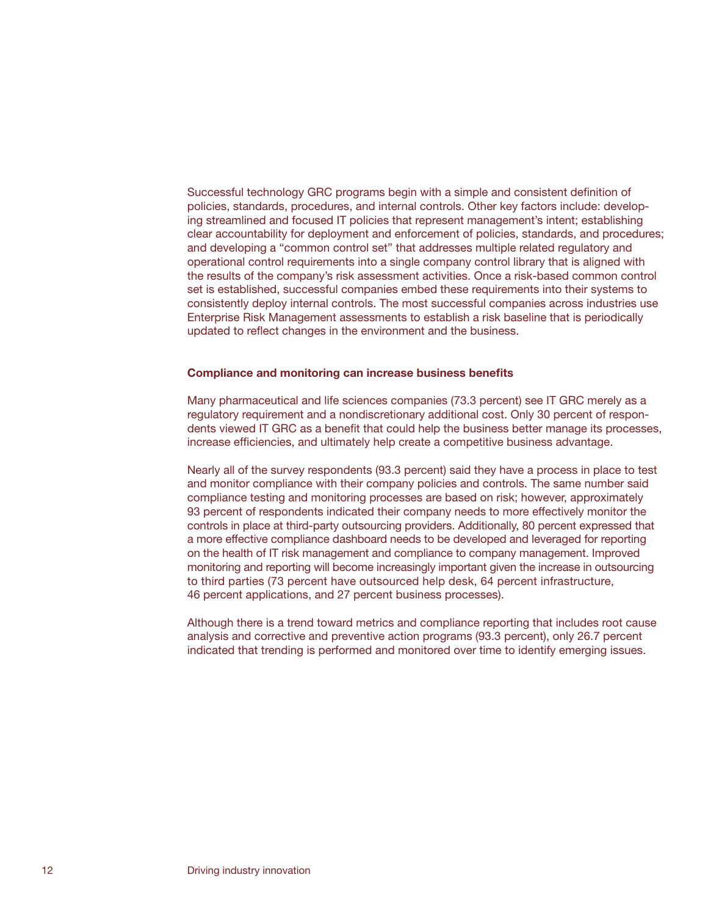Successful technology GRC programs begin with a simple and consistent definition of policies, standards, procedures, and internal controls. Other key factors include: developing streamlined and focused IT policies that represent management's intent; establishing clear accountability for deployment and enforcement of policies, standards, and procedures; and developing a "common control set" that addresses multiple related regulatory and operational control requirements into a single company control library that is aligned with the results of the company's risk assessment activities. Once a risk-based common control set is established, successful companies embed these requirements into their systems to consistently deploy internal controls. The most successful companies across industries use Enterprise Risk Management assessments to establish a risk baseline that is periodically updated to reflect changes in the environment and the business.

**Compliance and monitoring can increase business benefits**

Many pharmaceutical and life sciences companies (73.3 percent) see IT GRC merely as a regulatory requirement and a nondiscretionary additional cost. Only 30 percent of respondents viewed IT GRC as a benefit that could help the business better manage its processes, increase efficiencies, and ultimately help create a competitive business advantage.

Nearly all of the survey respondents (93.3 percent) said they have a process in place to test and monitor compliance with their company policies and controls. The same number said compliance testing and monitoring processes are based on risk; however, approximately 93 percent of respondents indicated their company needs to more effectively monitor the controls in place at third-party outsourcing providers. Additionally, 80 percent expressed that a more effective compliance dashboard needs to be developed and leveraged for reporting on the health of IT risk management and compliance to company management. Improved monitoring and reporting will become increasingly important given the increase in outsourcing to third parties (73 percent have outsourced help desk, 64 percent infrastructure, 46 percent applications, and 27 percent business processes).

Although there is a trend toward metrics and compliance reporting that includes root cause analysis and corrective and preventive action programs (93.3 percent), only 26.7 percent indicated that trending is performed and monitored over time to identify emerging issues.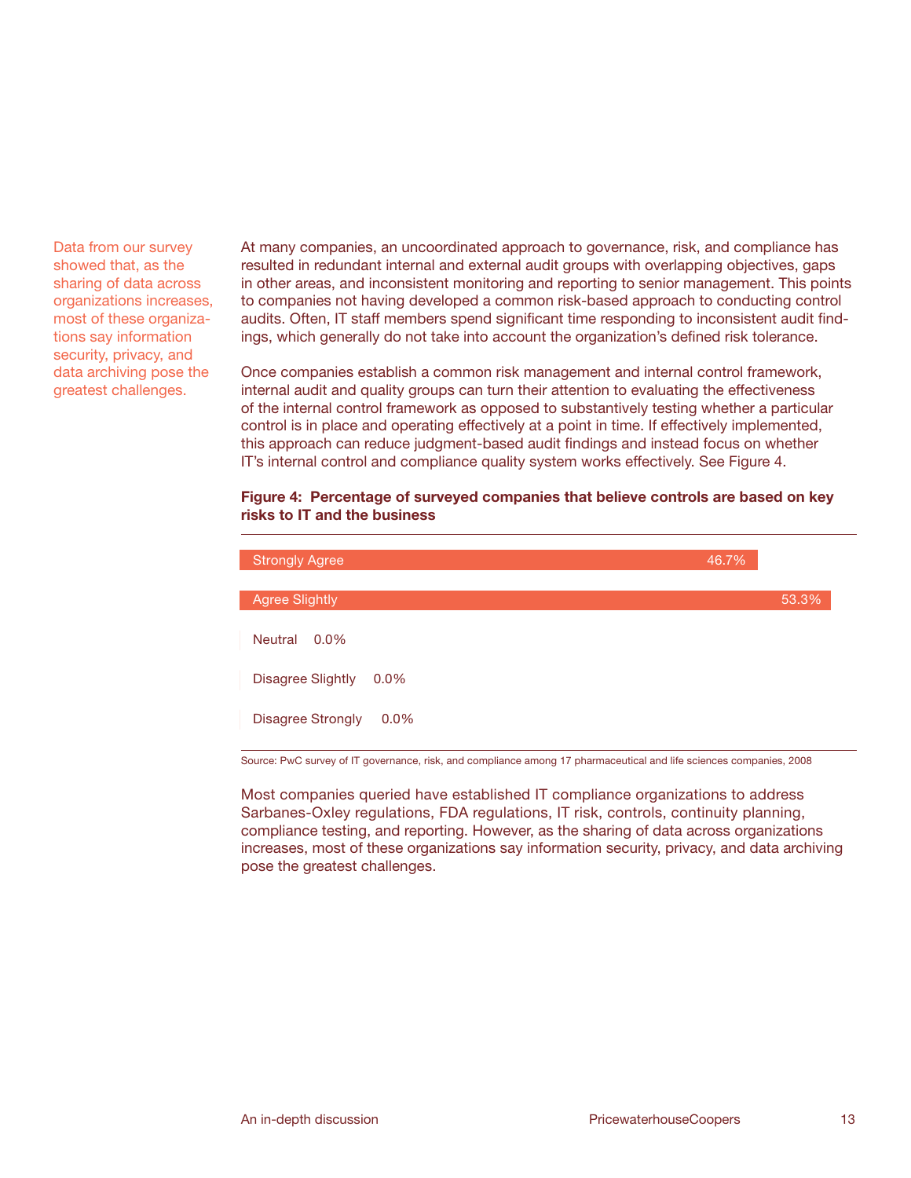Data from our survey showed that, as the sharing of data across organizations increases, most of these organizations say information security, privacy, and data archiving pose the greatest challenges.

At many companies, an uncoordinated approach to governance, risk, and compliance has resulted in redundant internal and external audit groups with overlapping objectives, gaps in other areas, and inconsistent monitoring and reporting to senior management. This points to companies not having developed a common risk-based approach to conducting control audits. Often, IT staff members spend significant time responding to inconsistent audit findings, which generally do not take into account the organization's defined risk tolerance.

Once companies establish a common risk management and internal control framework, internal audit and quality groups can turn their attention to evaluating the effectiveness of the internal control framework as opposed to substantively testing whether a particular control is in place and operating effectively at a point in time. If effectively implemented, this approach can reduce judgment-based audit findings and instead focus on whether IT's internal control and compliance quality system works effectively. See Figure 4.

**Figure 4: Percentage of surveyed companies that believe controls are based on key risks to IT and the business**

| Response | Percentage |
| --- | --- |
| Strongly Agree | 46.7% |
| Agree Slightly | 53.3% |
| Neutral | 0.0% |
| Disagree Slightly | 0.0% |
| Disagree Strongly | 0.0% |

Source: PwC survey of IT governance, risk, and compliance among 17 pharmaceutical and life sciences companies, 2008

Most companies queried have established IT compliance organizations to address Sarbanes-Oxley regulations, FDA regulations, IT risk, controls, continuity planning, compliance testing, and reporting. However, as the sharing of data across organizations increases, most of these organizations say information security, privacy, and data archiving pose the greatest challenges.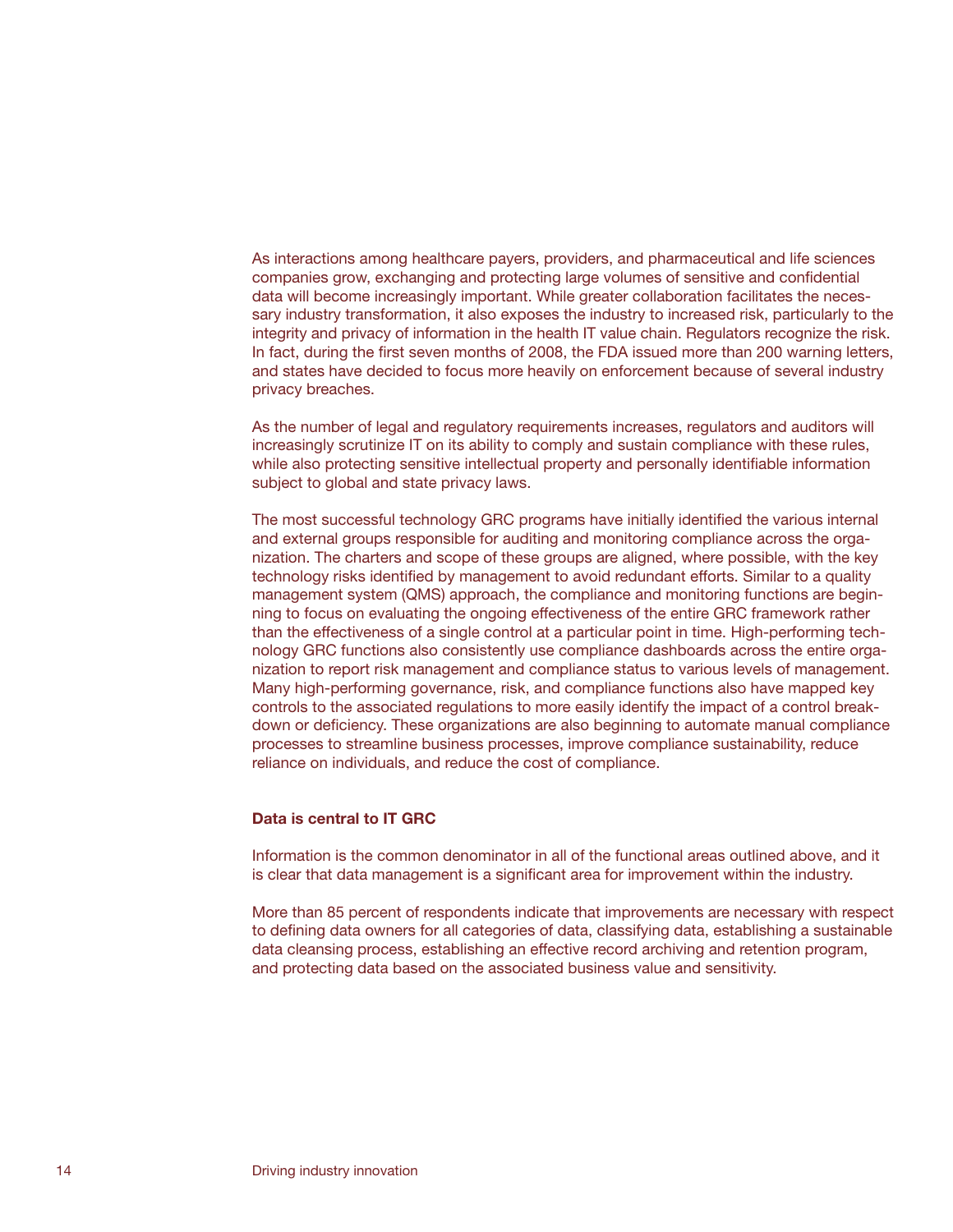As interactions among healthcare payers, providers, and pharmaceutical and life sciences companies grow, exchanging and protecting large volumes of sensitive and confidential data will become increasingly important. While greater collaboration facilitates the necessary industry transformation, it also exposes the industry to increased risk, particularly to the integrity and privacy of information in the health IT value chain. Regulators recognize the risk. In fact, during the first seven months of 2008, the FDA issued more than 200 warning letters, and states have decided to focus more heavily on enforcement because of several industry privacy breaches.

As the number of legal and regulatory requirements increases, regulators and auditors will increasingly scrutinize IT on its ability to comply and sustain compliance with these rules, while also protecting sensitive intellectual property and personally identifiable information subject to global and state privacy laws.

The most successful technology GRC programs have initially identified the various internal and external groups responsible for auditing and monitoring compliance across the organization. The charters and scope of these groups are aligned, where possible, with the key technology risks identified by management to avoid redundant efforts. Similar to a quality management system (QMS) approach, the compliance and monitoring functions are beginning to focus on evaluating the ongoing effectiveness of the entire GRC framework rather than the effectiveness of a single control at a particular point in time. High-performing technology GRC functions also consistently use compliance dashboards across the entire organization to report risk management and compliance status to various levels of management. Many high-performing governance, risk, and compliance functions also have mapped key controls to the associated regulations to more easily identify the impact of a control breakdown or deficiency. These organizations are also beginning to automate manual compliance processes to streamline business processes, improve compliance sustainability, reduce reliance on individuals, and reduce the cost of compliance.

**Data is central to IT GRC**

Information is the common denominator in all of the functional areas outlined above, and it is clear that data management is a significant area for improvement within the industry.

More than 85 percent of respondents indicate that improvements are necessary with respect to defining data owners for all categories of data, classifying data, establishing a sustainable data cleansing process, establishing an effective record archiving and retention program, and protecting data based on the associated business value and sensitivity.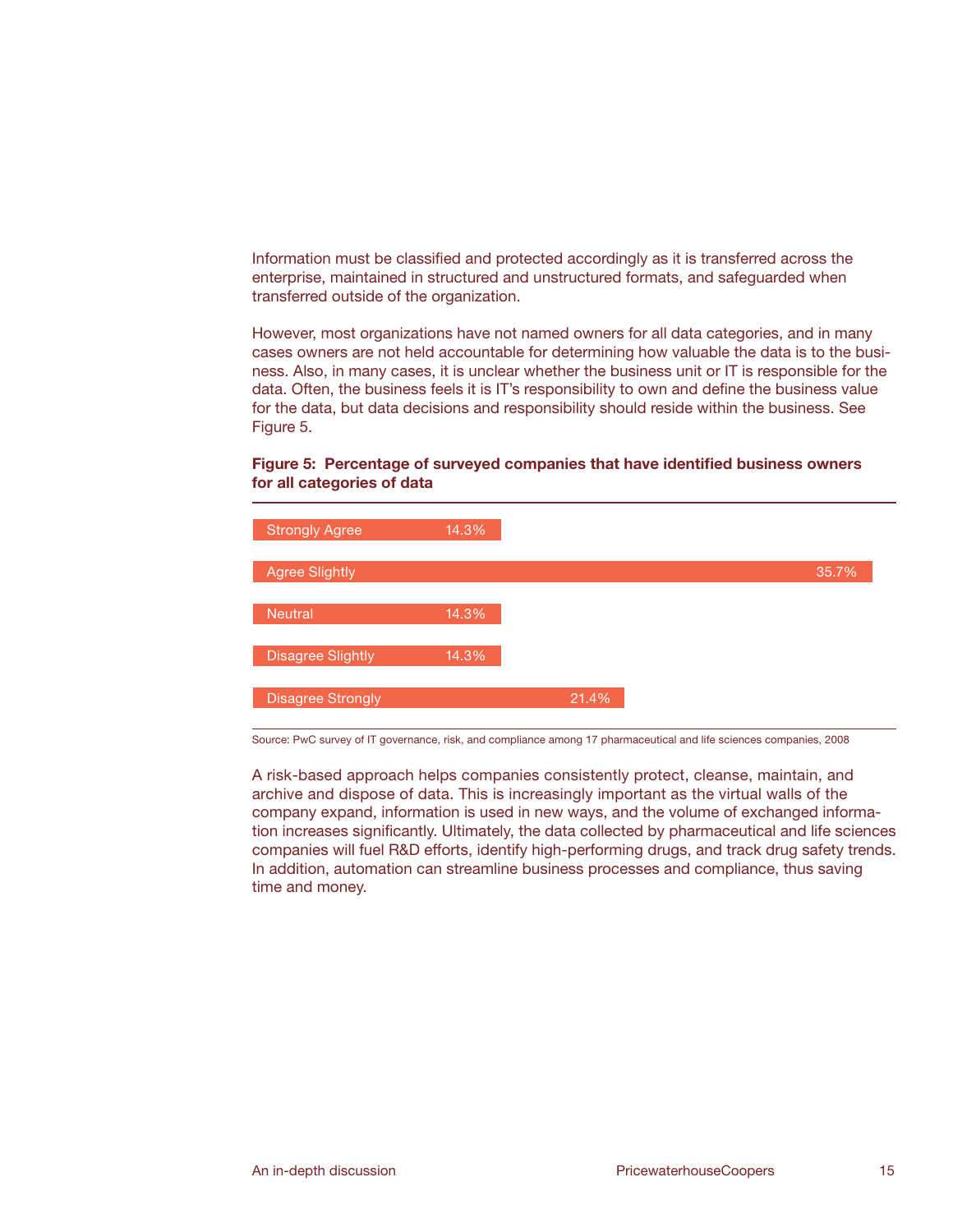Information must be classified and protected accordingly as it is transferred across the enterprise, maintained in structured and unstructured formats, and safeguarded when transferred outside of the organization.

However, most organizations have not named owners for all data categories, and in many cases owners are not held accountable for determining how valuable the data is to the business. Also, in many cases, it is unclear whether the business unit or IT is responsible for the data. Often, the business feels it is IT's responsibility to own and define the business value for the data, but data decisions and responsibility should reside within the business. See Figure 5.

**Figure 5: Percentage of surveyed companies that have identified business owners for all categories of data**

| Response | Percentage |
|---|---|
| Strongly Agree | 14.3% |
| Agree Slightly | 35.7% |
| Neutral | 14.3% |
| Disagree Slightly | 14.3% |
| Disagree Strongly | 21.4% |

Source: PwC survey of IT governance, risk, and compliance among 17 pharmaceutical and life sciences companies, 2008

A risk-based approach helps companies consistently protect, cleanse, maintain, and archive and dispose of data. This is increasingly important as the virtual walls of the company expand, information is used in new ways, and the volume of exchanged information increases significantly. Ultimately, the data collected by pharmaceutical and life sciences companies will fuel R&D efforts, identify high-performing drugs, and track drug safety trends. In addition, automation can streamline business processes and compliance, thus saving time and money.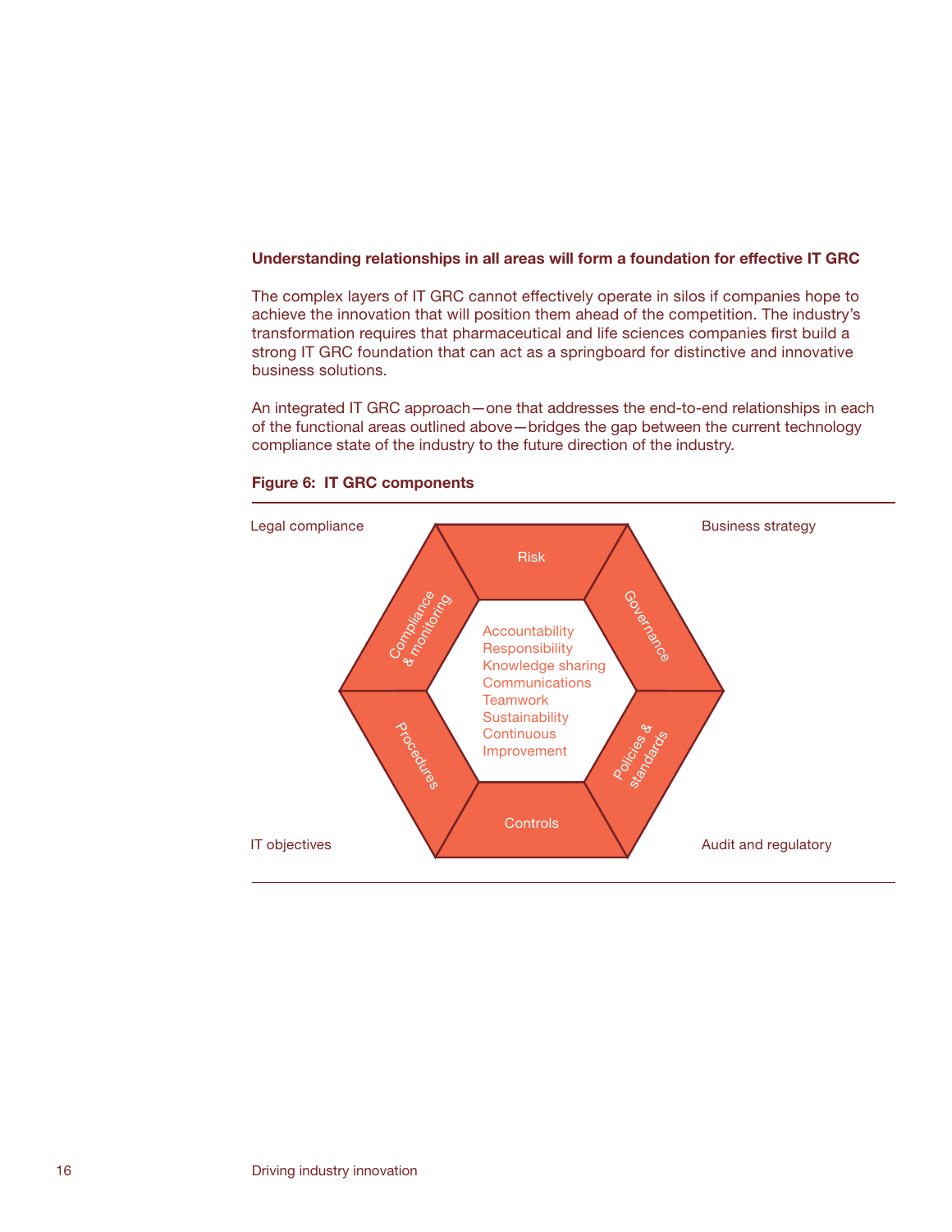### Understanding relationships in all areas will form a foundation for effective IT GRC

The complex layers of IT GRC cannot effectively operate in silos if companies hope to achieve the innovation that will position them ahead of the competition. The industry's transformation requires that pharmaceutical and life sciences companies first build a strong IT GRC foundation that can act as a springboard for distinctive and innovative business solutions.

An integrated IT GRC approach—one that addresses the end-to-end relationships in each of the functional areas outlined above—bridges the gap between the current technology compliance state of the industry to the future direction of the industry.

**Figure 6: IT GRC components**

Legal compliance

Business strategy

Risk

Governance

Policies & standards

Controls

Procedures

Compliance & monitoring

Accountability
Responsibility
Knowledge sharing
Communications
Teamwork
Sustainability
Continuous
Improvement

IT objectives

Audit and regulatory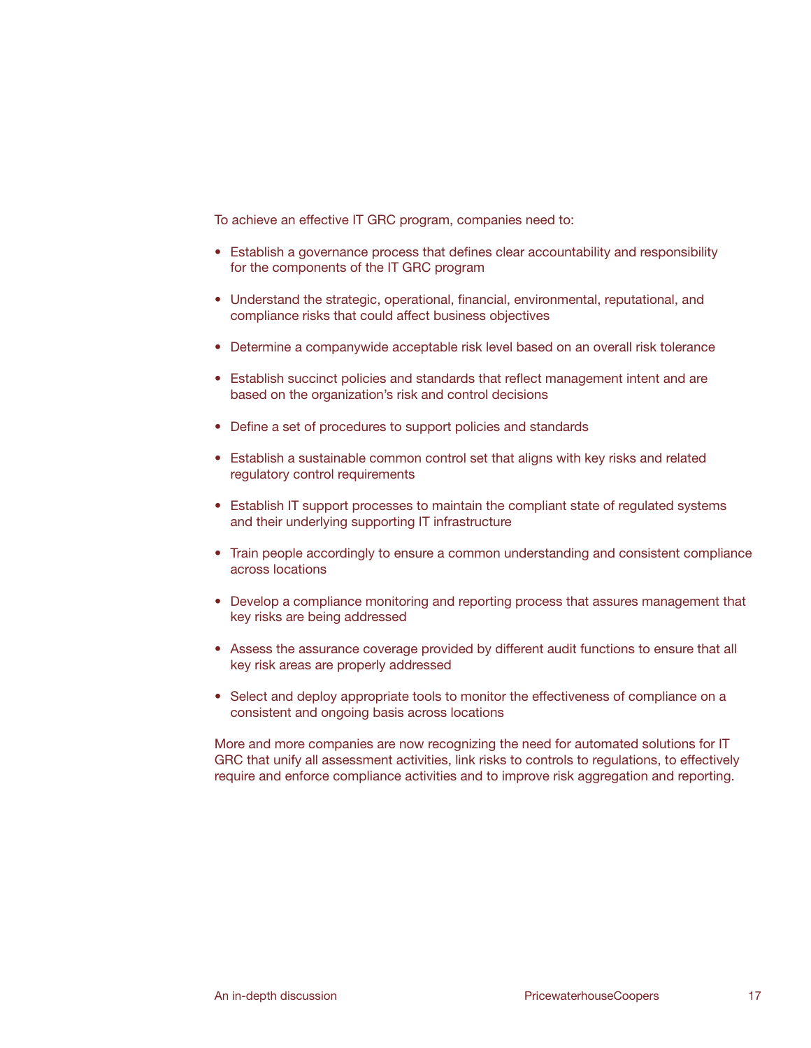To achieve an effective IT GRC program, companies need to:

- Establish a governance process that defines clear accountability and responsibility for the components of the IT GRC program
- Understand the strategic, operational, financial, environmental, reputational, and compliance risks that could affect business objectives
- Determine a companywide acceptable risk level based on an overall risk tolerance
- Establish succinct policies and standards that reflect management intent and are based on the organization's risk and control decisions
- Define a set of procedures to support policies and standards
- Establish a sustainable common control set that aligns with key risks and related regulatory control requirements
- Establish IT support processes to maintain the compliant state of regulated systems and their underlying supporting IT infrastructure
- Train people accordingly to ensure a common understanding and consistent compliance across locations
- Develop a compliance monitoring and reporting process that assures management that key risks are being addressed
- Assess the assurance coverage provided by different audit functions to ensure that all key risk areas are properly addressed
- Select and deploy appropriate tools to monitor the effectiveness of compliance on a consistent and ongoing basis across locations

More and more companies are now recognizing the need for automated solutions for IT GRC that unify all assessment activities, link risks to controls to regulations, to effectively require and enforce compliance activities and to improve risk aggregation and reporting.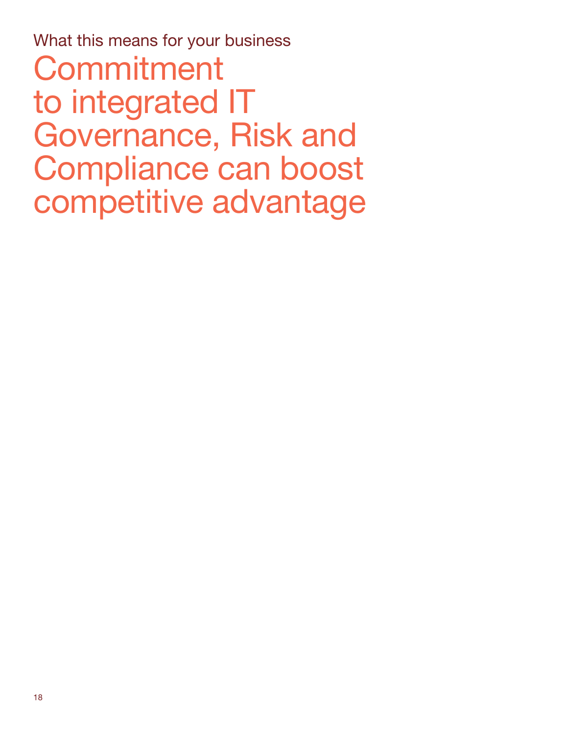What this means for your business

# Commitment to integrated IT Governance, Risk and Compliance can boost competitive advantage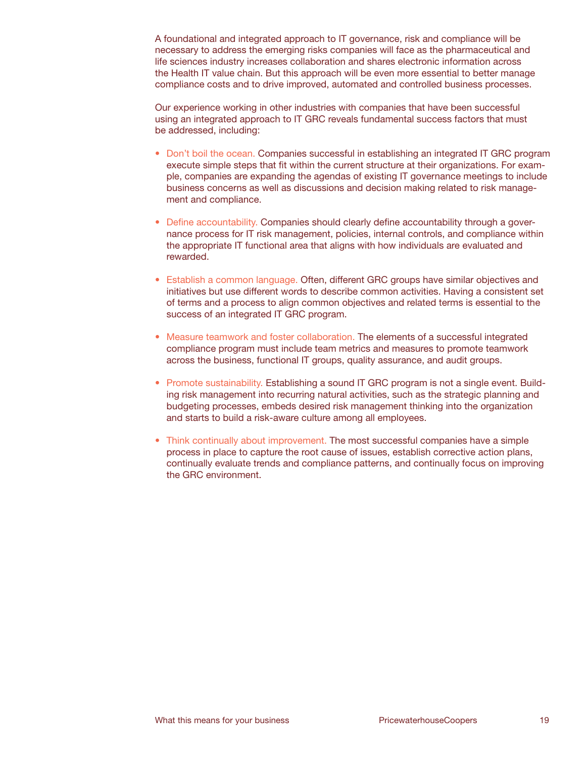A foundational and integrated approach to IT governance, risk and compliance will be necessary to address the emerging risks companies will face as the pharmaceutical and life sciences industry increases collaboration and shares electronic information across the Health IT value chain. But this approach will be even more essential to better manage compliance costs and to drive improved, automated and controlled business processes.

Our experience working in other industries with companies that have been successful using an integrated approach to IT GRC reveals fundamental success factors that must be addressed, including:

- Don't boil the ocean. Companies successful in establishing an integrated IT GRC program execute simple steps that fit within the current structure at their organizations. For example, companies are expanding the agendas of existing IT governance meetings to include business concerns as well as discussions and decision making related to risk management and compliance.

- Define accountability. Companies should clearly define accountability through a governance process for IT risk management, policies, internal controls, and compliance within the appropriate IT functional area that aligns with how individuals are evaluated and rewarded.

- Establish a common language. Often, different GRC groups have similar objectives and initiatives but use different words to describe common activities. Having a consistent set of terms and a process to align common objectives and related terms is essential to the success of an integrated IT GRC program.

- Measure teamwork and foster collaboration. The elements of a successful integrated compliance program must include team metrics and measures to promote teamwork across the business, functional IT groups, quality assurance, and audit groups.

- Promote sustainability. Establishing a sound IT GRC program is not a single event. Building risk management into recurring natural activities, such as the strategic planning and budgeting processes, embeds desired risk management thinking into the organization and starts to build a risk-aware culture among all employees.

- Think continually about improvement. The most successful companies have a simple process in place to capture the root cause of issues, establish corrective action plans, continually evaluate trends and compliance patterns, and continually focus on improving the GRC environment.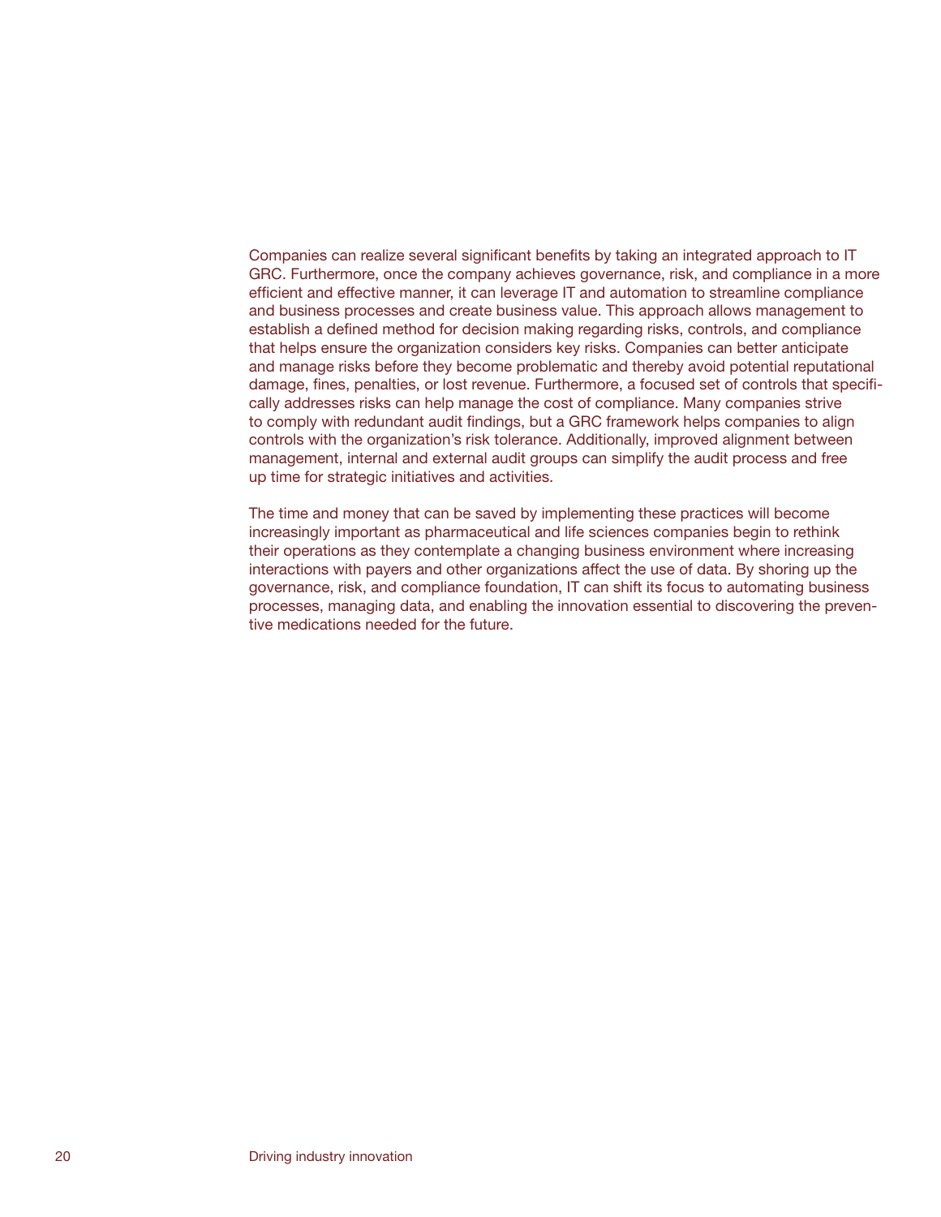Companies can realize several significant benefits by taking an integrated approach to IT GRC. Furthermore, once the company achieves governance, risk, and compliance in a more efficient and effective manner, it can leverage IT and automation to streamline compliance and business processes and create business value. This approach allows management to establish a defined method for decision making regarding risks, controls, and compliance that helps ensure the organization considers key risks. Companies can better anticipate and manage risks before they become problematic and thereby avoid potential reputational damage, fines, penalties, or lost revenue. Furthermore, a focused set of controls that specifically addresses risks can help manage the cost of compliance. Many companies strive to comply with redundant audit findings, but a GRC framework helps companies to align controls with the organization's risk tolerance. Additionally, improved alignment between management, internal and external audit groups can simplify the audit process and free up time for strategic initiatives and activities.

The time and money that can be saved by implementing these practices will become increasingly important as pharmaceutical and life sciences companies begin to rethink their operations as they contemplate a changing business environment where increasing interactions with payers and other organizations affect the use of data. By shoring up the governance, risk, and compliance foundation, IT can shift its focus to automating business processes, managing data, and enabling the innovation essential to discovering the preventive medications needed for the future.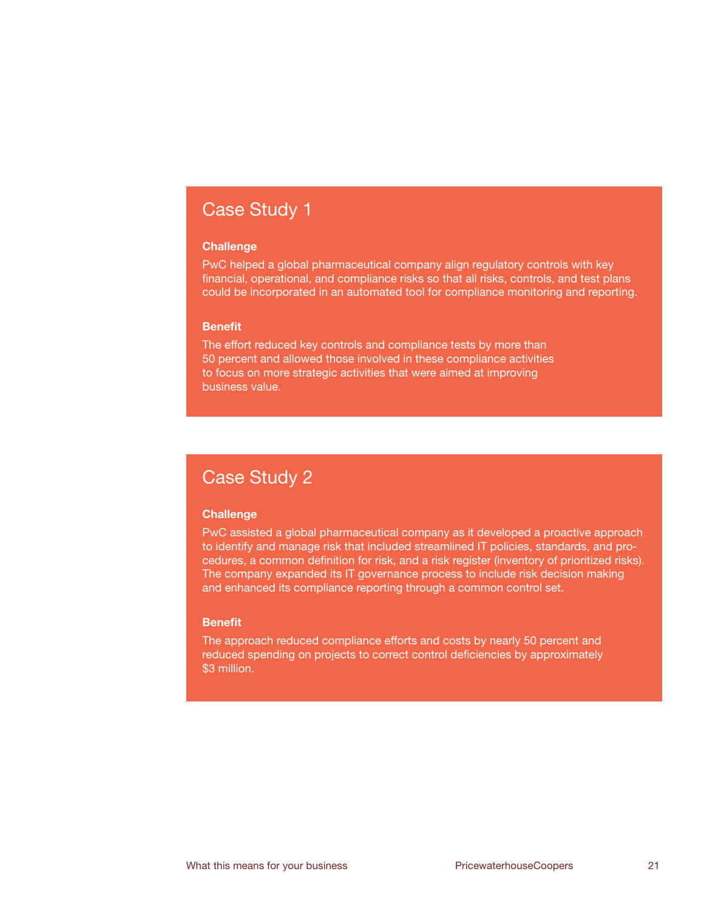## Case Study 1

**Challenge**

PwC helped a global pharmaceutical company align regulatory controls with key financial, operational, and compliance risks so that all risks, controls, and test plans could be incorporated in an automated tool for compliance monitoring and reporting.

**Benefit**

The effort reduced key controls and compliance tests by more than 50 percent and allowed those involved in these compliance activities to focus on more strategic activities that were aimed at improving business value.

## Case Study 2

**Challenge**

PwC assisted a global pharmaceutical company as it developed a proactive approach to identify and manage risk that included streamlined IT policies, standards, and procedures, a common definition for risk, and a risk register (inventory of prioritized risks). The company expanded its IT governance process to include risk decision making and enhanced its compliance reporting through a common control set.

**Benefit**

The approach reduced compliance efforts and costs by nearly 50 percent and reduced spending on projects to correct control deficiencies by approximately $3 million.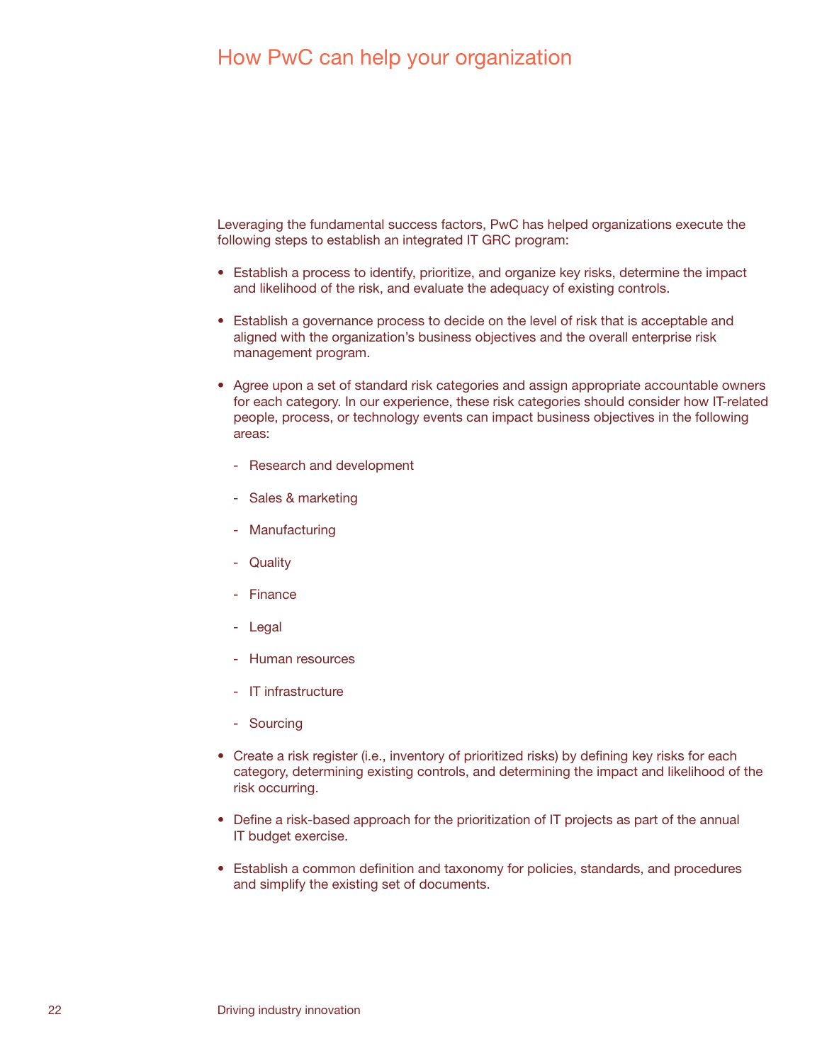## How PwC can help your organization

Leveraging the fundamental success factors, PwC has helped organizations execute the following steps to establish an integrated IT GRC program:

- Establish a process to identify, prioritize, and organize key risks, determine the impact and likelihood of the risk, and evaluate the adequacy of existing controls.
- Establish a governance process to decide on the level of risk that is acceptable and aligned with the organization's business objectives and the overall enterprise risk management program.
- Agree upon a set of standard risk categories and assign appropriate accountable owners for each category. In our experience, these risk categories should consider how IT-related people, process, or technology events can impact business objectives in the following areas:
    - Research and development
    - Sales & marketing
    - Manufacturing
    - Quality
    - Finance
    - Legal
    - Human resources
    - IT infrastructure
    - Sourcing
- Create a risk register (i.e., inventory of prioritized risks) by defining key risks for each category, determining existing controls, and determining the impact and likelihood of the risk occurring.
- Define a risk-based approach for the prioritization of IT projects as part of the annual IT budget exercise.
- Establish a common definition and taxonomy for policies, standards, and procedures and simplify the existing set of documents.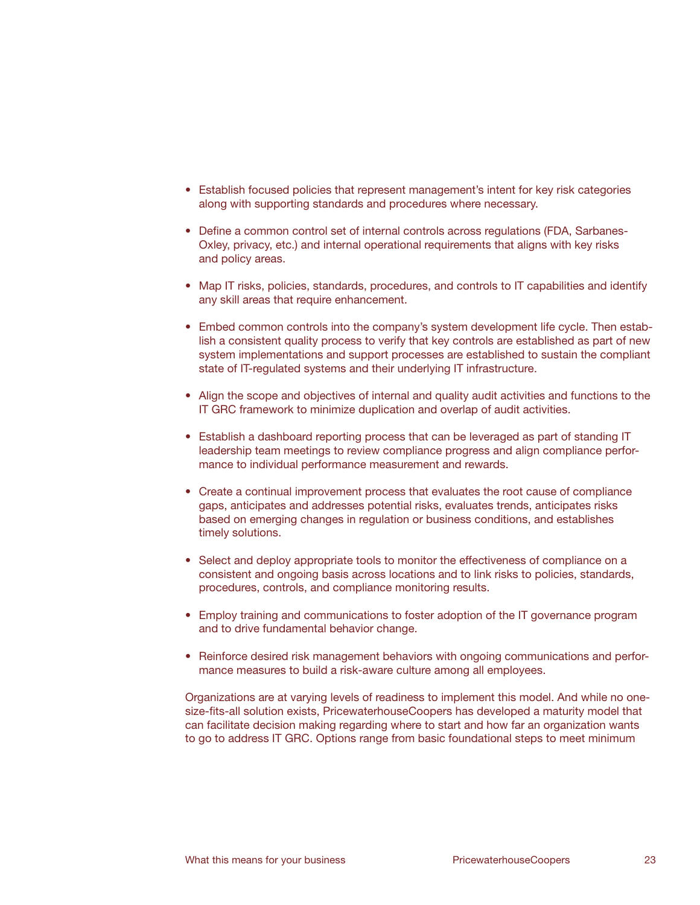- Establish focused policies that represent management's intent for key risk categories along with supporting standards and procedures where necessary.
- Define a common control set of internal controls across regulations (FDA, Sarbanes-Oxley, privacy, etc.) and internal operational requirements that aligns with key risks and policy areas.
- Map IT risks, policies, standards, procedures, and controls to IT capabilities and identify any skill areas that require enhancement.
- Embed common controls into the company's system development life cycle. Then establish a consistent quality process to verify that key controls are established as part of new system implementations and support processes are established to sustain the compliant state of IT-regulated systems and their underlying IT infrastructure.
- Align the scope and objectives of internal and quality audit activities and functions to the IT GRC framework to minimize duplication and overlap of audit activities.
- Establish a dashboard reporting process that can be leveraged as part of standing IT leadership team meetings to review compliance progress and align compliance performance to individual performance measurement and rewards.
- Create a continual improvement process that evaluates the root cause of compliance gaps, anticipates and addresses potential risks, evaluates trends, anticipates risks based on emerging changes in regulation or business conditions, and establishes timely solutions.
- Select and deploy appropriate tools to monitor the effectiveness of compliance on a consistent and ongoing basis across locations and to link risks to policies, standards, procedures, controls, and compliance monitoring results.
- Employ training and communications to foster adoption of the IT governance program and to drive fundamental behavior change.
- Reinforce desired risk management behaviors with ongoing communications and performance measures to build a risk-aware culture among all employees.

Organizations are at varying levels of readiness to implement this model. And while no one-size-fits-all solution exists, PricewaterhouseCoopers has developed a maturity model that can facilitate decision making regarding where to start and how far an organization wants to go to address IT GRC. Options range from basic foundational steps to meet minimum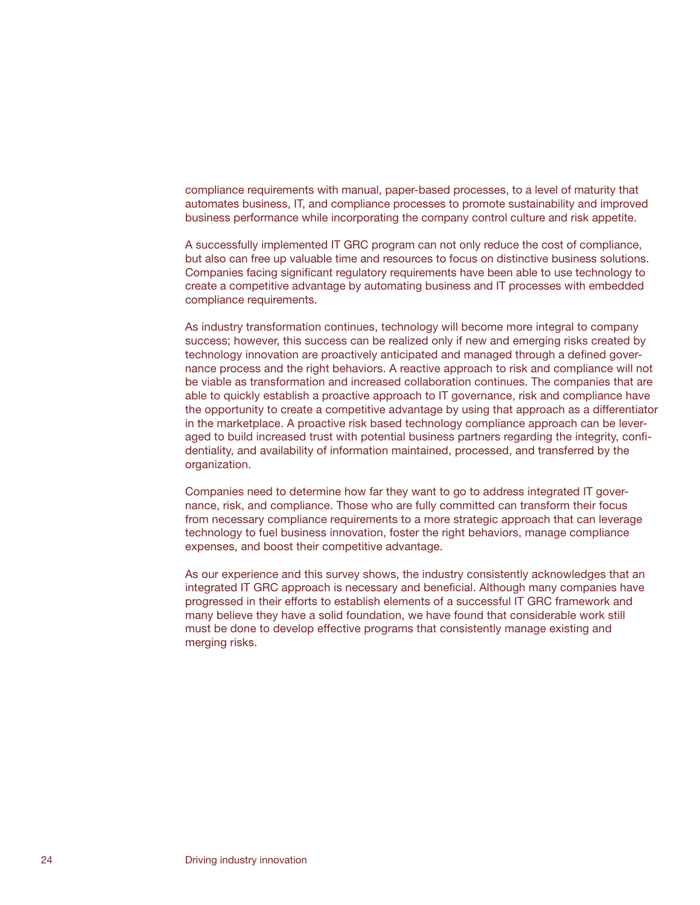compliance requirements with manual, paper-based processes, to a level of maturity that automates business, IT, and compliance processes to promote sustainability and improved business performance while incorporating the company control culture and risk appetite.

A successfully implemented IT GRC program can not only reduce the cost of compliance, but also can free up valuable time and resources to focus on distinctive business solutions. Companies facing significant regulatory requirements have been able to use technology to create a competitive advantage by automating business and IT processes with embedded compliance requirements.

As industry transformation continues, technology will become more integral to company success; however, this success can be realized only if new and emerging risks created by technology innovation are proactively anticipated and managed through a defined governance process and the right behaviors. A reactive approach to risk and compliance will not be viable as transformation and increased collaboration continues. The companies that are able to quickly establish a proactive approach to IT governance, risk and compliance have the opportunity to create a competitive advantage by using that approach as a differentiator in the marketplace. A proactive risk based technology compliance approach can be leveraged to build increased trust with potential business partners regarding the integrity, confidentiality, and availability of information maintained, processed, and transferred by the organization.

Companies need to determine how far they want to go to address integrated IT governance, risk, and compliance. Those who are fully committed can transform their focus from necessary compliance requirements to a more strategic approach that can leverage technology to fuel business innovation, foster the right behaviors, manage compliance expenses, and boost their competitive advantage.

As our experience and this survey shows, the industry consistently acknowledges that an integrated IT GRC approach is necessary and beneficial. Although many companies have progressed in their efforts to establish elements of a successful IT GRC framework and many believe they have a solid foundation, we have found that considerable work still must be done to develop effective programs that consistently manage existing and merging risks.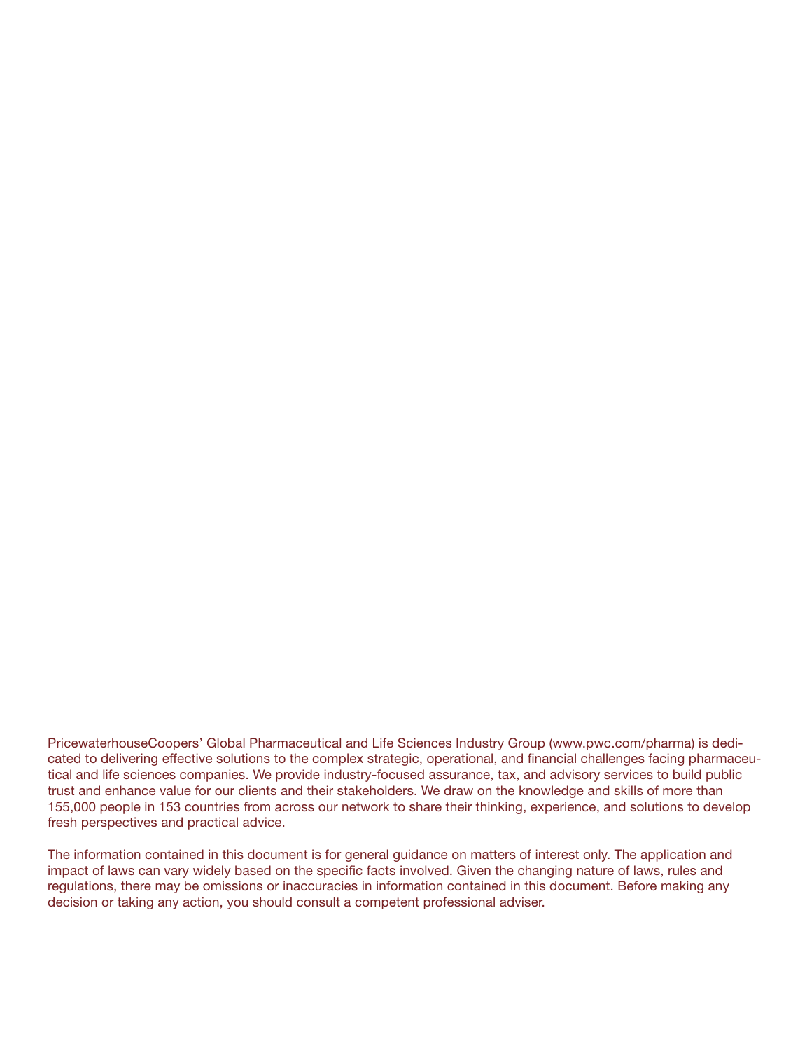PricewaterhouseCoopers' Global Pharmaceutical and Life Sciences Industry Group (www.pwc.com/pharma) is dedicated to delivering effective solutions to the complex strategic, operational, and financial challenges facing pharmaceutical and life sciences companies. We provide industry-focused assurance, tax, and advisory services to build public trust and enhance value for our clients and their stakeholders. We draw on the knowledge and skills of more than 155,000 people in 153 countries from across our network to share their thinking, experience, and solutions to develop fresh perspectives and practical advice.

The information contained in this document is for general guidance on matters of interest only. The application and impact of laws can vary widely based on the specific facts involved. Given the changing nature of laws, rules and regulations, there may be omissions or inaccuracies in information contained in this document. Before making any decision or taking any action, you should consult a competent professional adviser.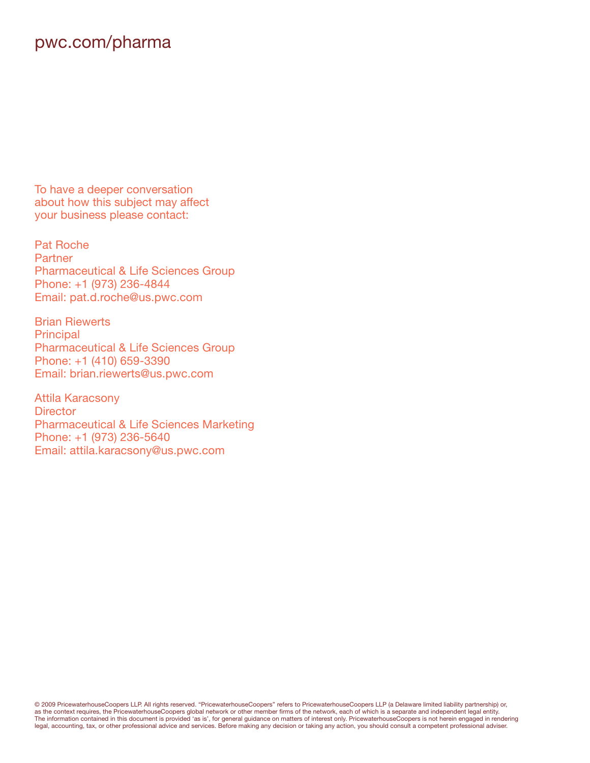pwc.com/pharma

To have a deeper conversation about how this subject may affect your business please contact:

Pat Roche
Partner
Pharmaceutical & Life Sciences Group
Phone: +1 (973) 236-4844
Email: pat.d.roche@us.pwc.com

Brian Riewerts
Principal
Pharmaceutical & Life Sciences Group
Phone: +1 (410) 659-3390
Email: brian.riewerts@us.pwc.com

Attila Karacsony
Director
Pharmaceutical & Life Sciences Marketing
Phone: +1 (973) 236-5640
Email: attila.karacsony@us.pwc.com

© 2009 PricewaterhouseCoopers LLP. All rights reserved. "PricewaterhouseCoopers" refers to PricewaterhouseCoopers LLP (a Delaware limited liability partnership) or, as the context requires, the PricewaterhouseCoopers global network or other member firms of the network, each of which is a separate and independent legal entity. The information contained in this document is provided 'as is', for general guidance on matters of interest only. PricewaterhouseCoopers is not herein engaged in rendering legal, accounting, tax, or other professional advice and services. Before making any decision or taking any action, you should consult a competent professional adviser.